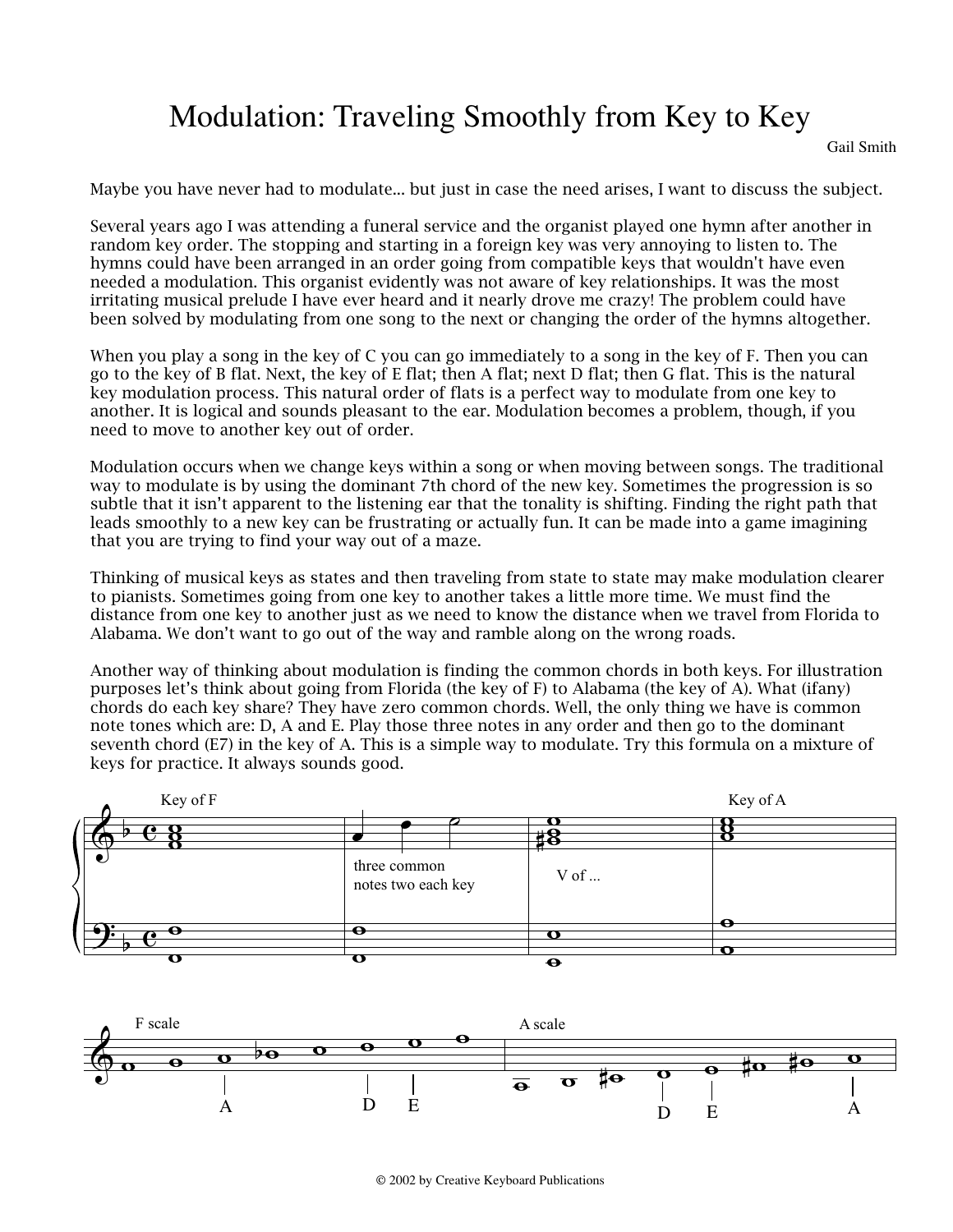# Modulation: Traveling Smoothly from Key to Key

Gail Smith

Maybe you have never had to modulate... but just in case the need arises, I want to discuss the subject.

Several years ago I was attending a funeral service and the organist played one hymn after another in random key order. The stopping and starting in a foreign key was very annoying to listen to. The hymns could have been arranged in an order going from compatible keys that wouldn't have even needed a modulation. This organist evidently was not aware of key relationships. It was the most irritating musical prelude I have ever heard and it nearly drove me crazy! The problem could have been solved by modulating from one song to the next or changing the order of the hymns altogether.

When you play a song in the key of C you can go immediately to a song in the key of F. Then you can go to the key of B flat. Next, the key of E flat; then A flat; next D flat; then G flat. This is the natural key modulation process. This natural order of flats is a perfect way to modulate from one key to another. It is logical and sounds pleasant to the ear. Modulation becomes a problem, though, if you need to move to another key out of order.

Modulation occurs when we change keys within a song or when moving between songs. The traditional way to modulate is by using the dominant 7th chord of the new key. Sometimes the progression is so subtle that it isn't apparent to the listening ear that the tonality is shifting. Finding the right path that leads smoothly to a new key can be frustrating or actually fun. It can be made into a game imagining that you are trying to find your way out of a maze.

Thinking of musical keys as states and then traveling from state to state may make modulation clearer to pianists. Sometimes going from one key to another takes a little more time. We must find the distance from one key to another just as we need to know the distance when we travel from Florida to Alabama. We don't want to go out of the way and ramble along on the wrong roads.

Another way of thinking about modulation is finding the common chords in both keys. For illustration purposes let's think about going from Florida (the key of F) to Alabama (the key of A). What (ifany) chords do each key share? They have zero common chords. Well, the only thing we have is common note tones which are: D, A and E. Play those three notes in any order and then go to the dominant seventh chord (E7) in the key of A. This is a simple way to modulate. Try this formula on a mixture of keys for practice. It always sounds good.

Key of F | three common notes two each key | V of ... | Key of A

F scale: A, D, E | A scale: D, E, A

© 2002 by Creative Keyboard Publications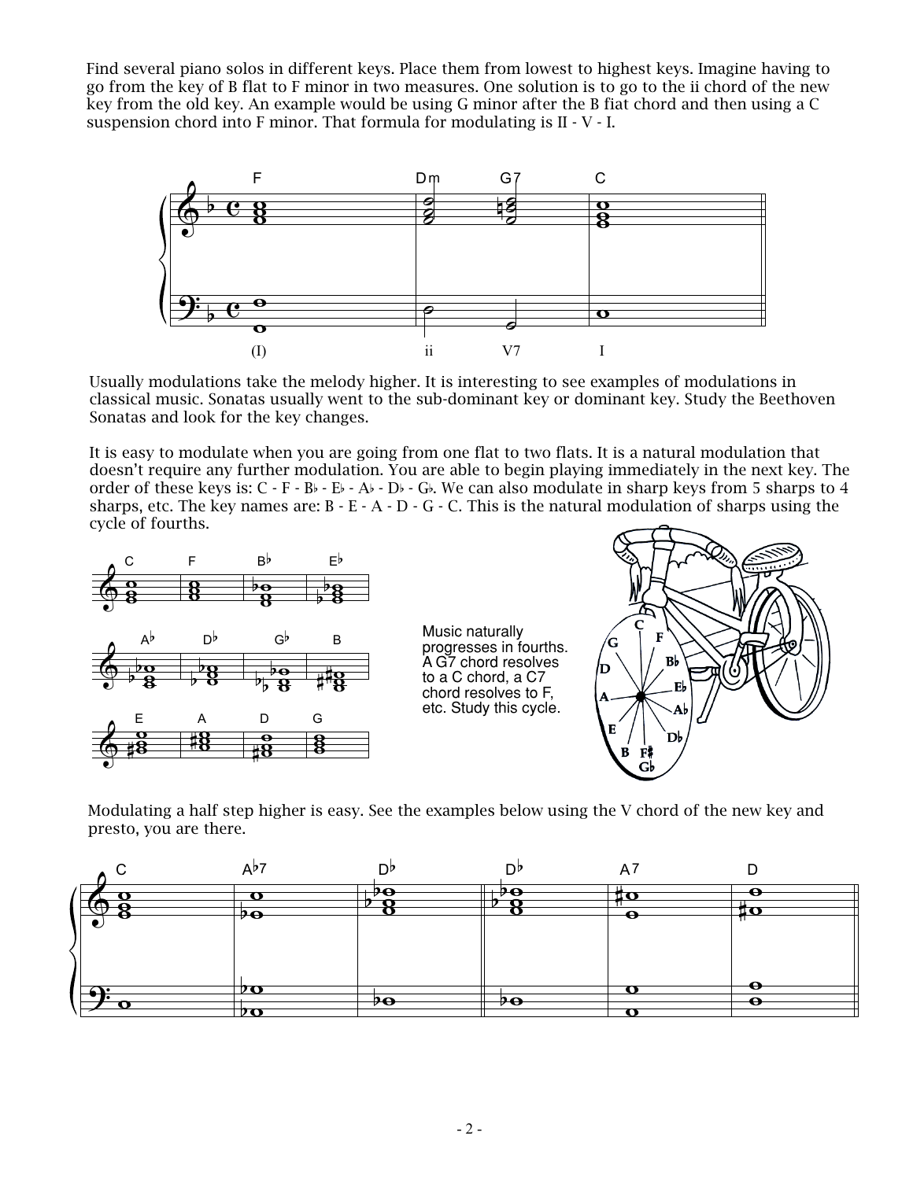Find several piano solos in different keys. Place them from lowest to highest keys. Imagine having to go from the key of B flat to F minor in two measures. One solution is to go to the ii chord of the new key from the old key. An example would be using G minor after the B fiat chord and then using a C suspension chord into F minor. That formula for modulating is II - V - I.

Usually modulations take the melody higher. It is interesting to see examples of modulations in classical music. Sonatas usually went to the sub-dominant key or dominant key. Study the Beethoven Sonatas and look for the key changes.

It is easy to modulate when you are going from one flat to two flats. It is a natural modulation that doesn't require any further modulation. You are able to begin playing immediately in the next key. The order of these keys is: C - F - B♭ - E♭ - A♭ - D♭ - G♭. We can also modulate in sharp keys from 5 sharps to 4 sharps, etc. The key names are: B - E - A - D - G - C. This is the natural modulation of sharps using the cycle of fourths.

Music naturally progresses in fourths. A G7 chord resolves to a C chord, a C7 chord resolves to F, etc. Study this cycle.

Modulating a half step higher is easy. See the examples below using the V chord of the new key and presto, you are there.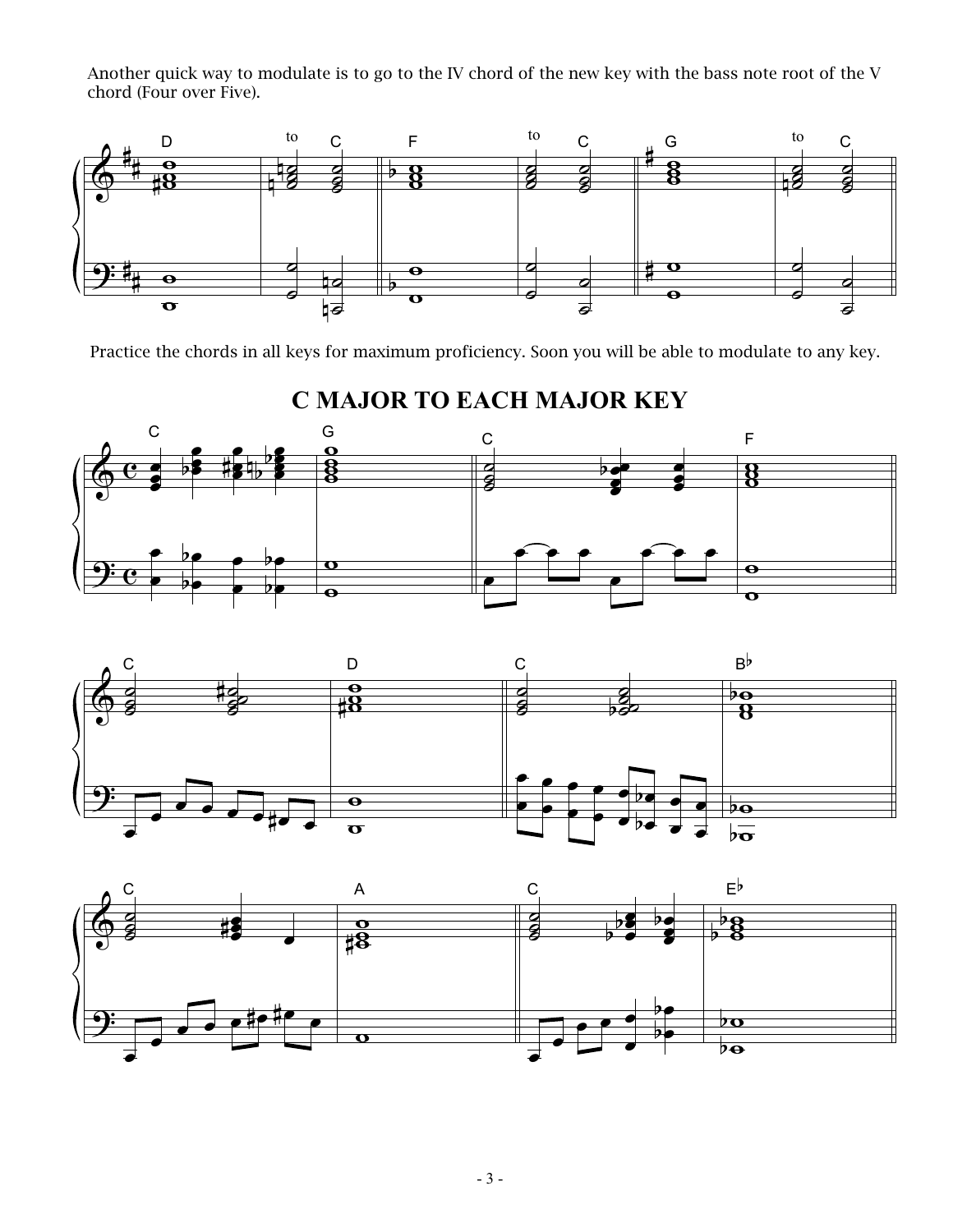Another quick way to modulate is to go to the IV chord of the new key with the bass note root of the V chord (Four over Five).

Practice the chords in all keys for maximum proficiency. Soon you will be able to modulate to any key.

# C MAJOR TO EACH MAJOR KEY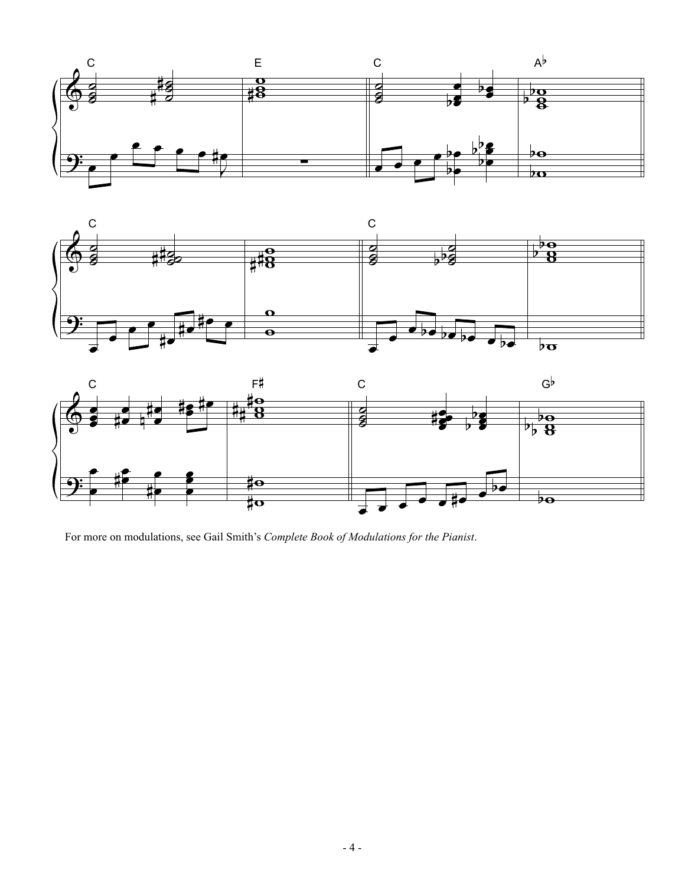For more on modulations, see Gail Smith's *Complete Book of Modulations for the Pianist*.